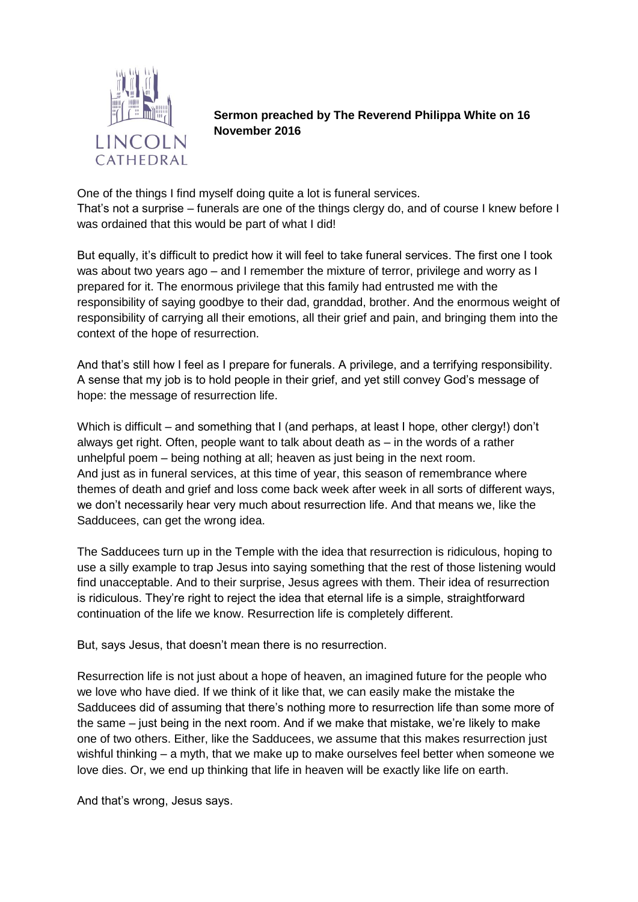**Sermon preached by The Reverend Philippa White on 16 November 2016**

One of the things I find myself doing quite a lot is funeral services.
That's not a surprise – funerals are one of the things clergy do, and of course I knew before I was ordained that this would be part of what I did!

But equally, it's difficult to predict how it will feel to take funeral services. The first one I took was about two years ago – and I remember the mixture of terror, privilege and worry as I prepared for it. The enormous privilege that this family had entrusted me with the responsibility of saying goodbye to their dad, granddad, brother. And the enormous weight of responsibility of carrying all their emotions, all their grief and pain, and bringing them into the context of the hope of resurrection.

And that's still how I feel as I prepare for funerals. A privilege, and a terrifying responsibility. A sense that my job is to hold people in their grief, and yet still convey God's message of hope: the message of resurrection life.

Which is difficult – and something that I (and perhaps, at least I hope, other clergy!) don't always get right. Often, people want to talk about death as – in the words of a rather unhelpful poem – being nothing at all; heaven as just being in the next room.
And just as in funeral services, at this time of year, this season of remembrance where themes of death and grief and loss come back week after week in all sorts of different ways, we don't necessarily hear very much about resurrection life. And that means we, like the Sadducees, can get the wrong idea.

The Sadducees turn up in the Temple with the idea that resurrection is ridiculous, hoping to use a silly example to trap Jesus into saying something that the rest of those listening would find unacceptable. And to their surprise, Jesus agrees with them. Their idea of resurrection is ridiculous. They're right to reject the idea that eternal life is a simple, straightforward continuation of the life we know. Resurrection life is completely different.

But, says Jesus, that doesn't mean there is no resurrection.

Resurrection life is not just about a hope of heaven, an imagined future for the people who we love who have died. If we think of it like that, we can easily make the mistake the Sadducees did of assuming that there's nothing more to resurrection life than some more of the same – just being in the next room. And if we make that mistake, we're likely to make one of two others. Either, like the Sadducees, we assume that this makes resurrection just wishful thinking – a myth, that we make up to make ourselves feel better when someone we love dies. Or, we end up thinking that life in heaven will be exactly like life on earth.

And that's wrong, Jesus says.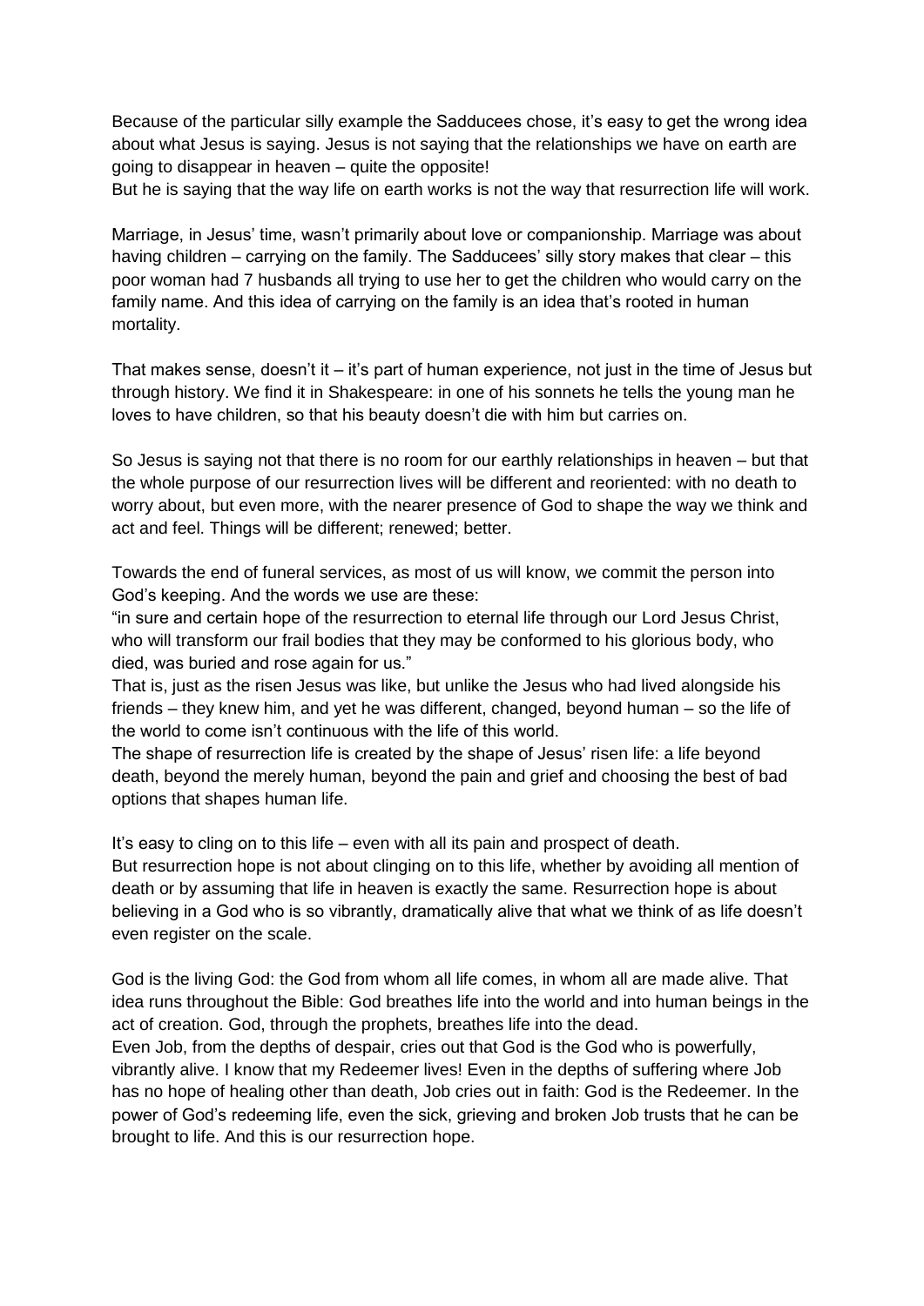Because of the particular silly example the Sadducees chose, it's easy to get the wrong idea about what Jesus is saying. Jesus is not saying that the relationships we have on earth are going to disappear in heaven – quite the opposite!
But he is saying that the way life on earth works is not the way that resurrection life will work.

Marriage, in Jesus' time, wasn't primarily about love or companionship. Marriage was about having children – carrying on the family. The Sadducees' silly story makes that clear – this poor woman had 7 husbands all trying to use her to get the children who would carry on the family name. And this idea of carrying on the family is an idea that's rooted in human mortality.

That makes sense, doesn't it – it's part of human experience, not just in the time of Jesus but through history. We find it in Shakespeare: in one of his sonnets he tells the young man he loves to have children, so that his beauty doesn't die with him but carries on.

So Jesus is saying not that there is no room for our earthly relationships in heaven – but that the whole purpose of our resurrection lives will be different and reoriented: with no death to worry about, but even more, with the nearer presence of God to shape the way we think and act and feel. Things will be different; renewed; better.

Towards the end of funeral services, as most of us will know, we commit the person into God's keeping. And the words we use are these:
"in sure and certain hope of the resurrection to eternal life through our Lord Jesus Christ, who will transform our frail bodies that they may be conformed to his glorious body, who died, was buried and rose again for us."
That is, just as the risen Jesus was like, but unlike the Jesus who had lived alongside his friends – they knew him, and yet he was different, changed, beyond human – so the life of the world to come isn't continuous with the life of this world.
The shape of resurrection life is created by the shape of Jesus' risen life: a life beyond death, beyond the merely human, beyond the pain and grief and choosing the best of bad options that shapes human life.

It's easy to cling on to this life – even with all its pain and prospect of death.
But resurrection hope is not about clinging on to this life, whether by avoiding all mention of death or by assuming that life in heaven is exactly the same. Resurrection hope is about believing in a God who is so vibrantly, dramatically alive that what we think of as life doesn't even register on the scale.

God is the living God: the God from whom all life comes, in whom all are made alive. That idea runs throughout the Bible: God breathes life into the world and into human beings in the act of creation. God, through the prophets, breathes life into the dead.
Even Job, from the depths of despair, cries out that God is the God who is powerfully, vibrantly alive. I know that my Redeemer lives! Even in the depths of suffering where Job has no hope of healing other than death, Job cries out in faith: God is the Redeemer. In the power of God's redeeming life, even the sick, grieving and broken Job trusts that he can be brought to life. And this is our resurrection hope.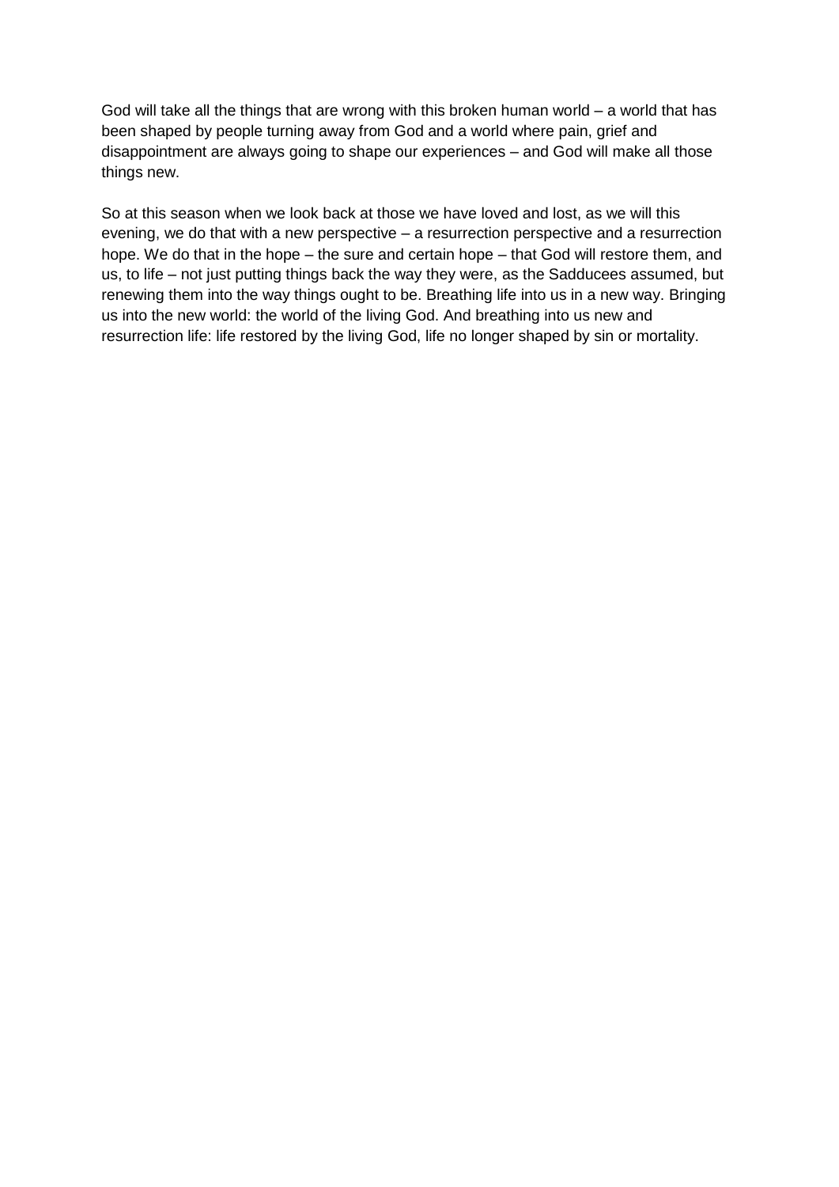God will take all the things that are wrong with this broken human world – a world that has been shaped by people turning away from God and a world where pain, grief and disappointment are always going to shape our experiences – and God will make all those things new.

So at this season when we look back at those we have loved and lost, as we will this evening, we do that with a new perspective – a resurrection perspective and a resurrection hope. We do that in the hope – the sure and certain hope – that God will restore them, and us, to life – not just putting things back the way they were, as the Sadducees assumed, but renewing them into the way things ought to be. Breathing life into us in a new way. Bringing us into the new world: the world of the living God. And breathing into us new and resurrection life: life restored by the living God, life no longer shaped by sin or mortality.